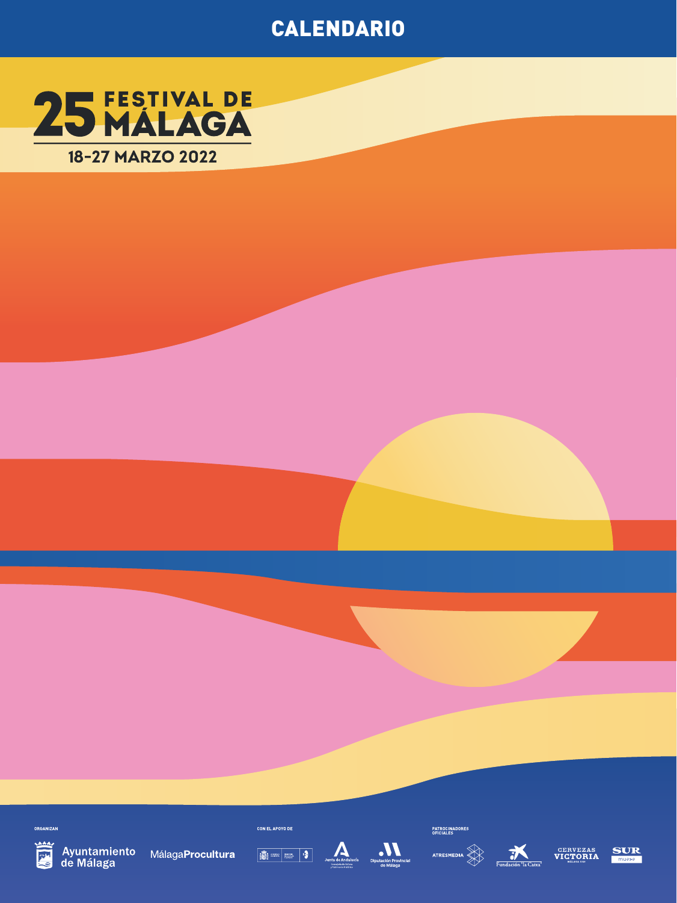# CALENDARIO

# 25 FESTIVAL DE MÁLAGA

**18-27 MARZO 2022**

ORGANIZAN

Ayuntamiento de Málaga

MálagaProcultura

CON EL APOYO DE

Junta de Andalucía

Diputación Provincial de Málaga

PATROCINADORES OFICIALES

ATRESMEDIA

Fundación "la Caixa"

CERVEZAS VICTORIA

SUR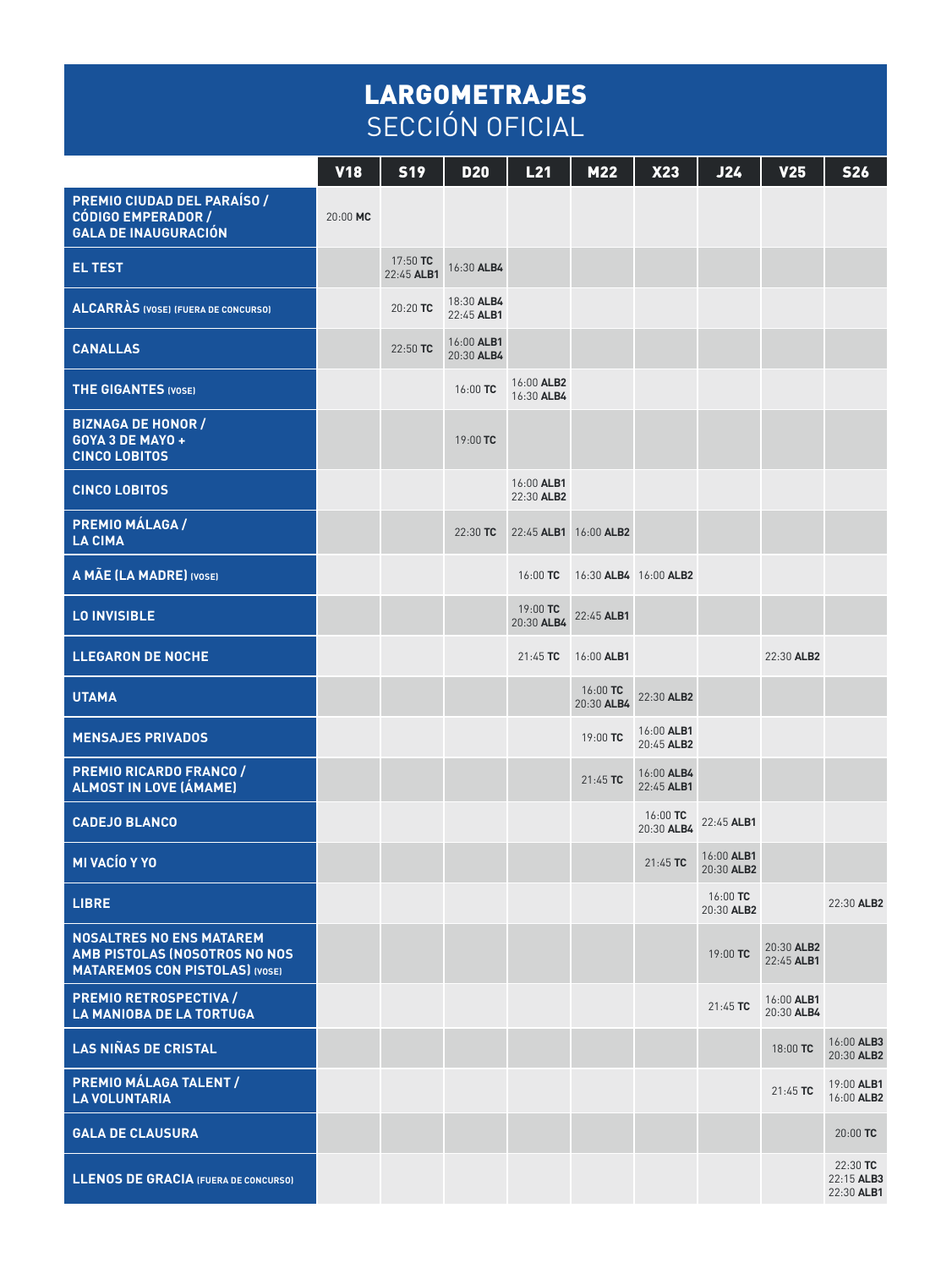# LARGOMETRAJES
## SECCIÓN OFICIAL

| | V18 | S19 | D20 | L21 | M22 | X23 | J24 | V25 | S26 |
|---|---|---|---|---|---|---|---|---|---|
| **PREMIO CIUDAD DEL PARAÍSO / CÓDIGO EMPERADOR / GALA DE INAUGURACIÓN** | 20:00 **MC** | | | | | | | | |
| **EL TEST** | | 17:50 **TC** 22:45 **ALB1** | 16:30 **ALB4** | | | | | | |
| **ALCARRÀS (VOSE) (FUERA DE CONCURSO)** | | 20:20 **TC** | 18:30 **ALB4** 22:45 **ALB1** | | | | | | |
| **CANALLAS** | | 22:50 **TC** | 16:00 **ALB1** 20:30 **ALB4** | | | | | | |
| **THE GIGANTES (VOSE)** | | | 16:00 **TC** | 16:00 **ALB2** 16:30 **ALB4** | | | | | |
| **BIZNAGA DE HONOR / GOYA 3 DE MAYO + CINCO LOBITOS** | | | 19:00 **TC** | | | | | | |
| **CINCO LOBITOS** | | | | 16:00 **ALB1** 22:30 **ALB2** | | | | | |
| **PREMIO MÁLAGA / LA CIMA** | | | 22:30 **TC** | 22:45 **ALB1** | 16:00 **ALB2** | | | | |
| **A MÃE (LA MADRE) (VOSE)** | | | | 16:00 **TC** | 16:30 **ALB4** | 16:00 **ALB2** | | | |
| **LO INVISIBLE** | | | | 19:00 **TC** 20:30 **ALB4** | 22:45 **ALB1** | | | | |
| **LLEGARON DE NOCHE** | | | | 21:45 **TC** | 16:00 **ALB1** | | | 22:30 **ALB2** | |
| **UTAMA** | | | | | 16:00 **TC** 20:30 **ALB4** | 22:30 **ALB2** | | | |
| **MENSAJES PRIVADOS** | | | | | 19:00 **TC** | 16:00 **ALB1** 20:45 **ALB2** | | | |
| **PREMIO RICARDO FRANCO / ALMOST IN LOVE (ÁMAME)** | | | | | 21:45 **TC** | 16:00 **ALB4** 22:45 **ALB1** | | | |
| **CADEJO BLANCO** | | | | | | 16:00 **TC** 20:30 **ALB4** | 22:45 **ALB1** | | |
| **MI VACÍO Y YO** | | | | | | 21:45 **TC** | 16:00 **ALB1** 20:30 **ALB2** | | |
| **LIBRE** | | | | | | | 16:00 **TC** 20:30 **ALB2** | | 22:30 **ALB2** |
| **NOSALTRES NO ENS MATAREM AMB PISTOLAS (NOSOTROS NO NOS MATAREMOS CON PISTOLAS) (VOSE)** | | | | | | | 19:00 **TC** | 20:30 **ALB2** 22:45 **ALB1** | |
| **PREMIO RETROSPECTIVA / LA MANIOBA DE LA TORTUGA** | | | | | | | 21:45 **TC** | 16:00 **ALB1** 20:30 **ALB4** | |
| **LAS NIÑAS DE CRISTAL** | | | | | | | | 18:00 **TC** | 16:00 **ALB3** 20:30 **ALB2** |
| **PREMIO MÁLAGA TALENT / LA VOLUNTARIA** | | | | | | | | 21:45 **TC** | 19:00 **ALB1** 16:00 **ALB2** |
| **GALA DE CLAUSURA** | | | | | | | | | 20:00 **TC** |
| **LLENOS DE GRACIA (FUERA DE CONCURSO)** | | | | | | | | | 22:30 **TC** 22:15 **ALB3** 22:30 **ALB1** |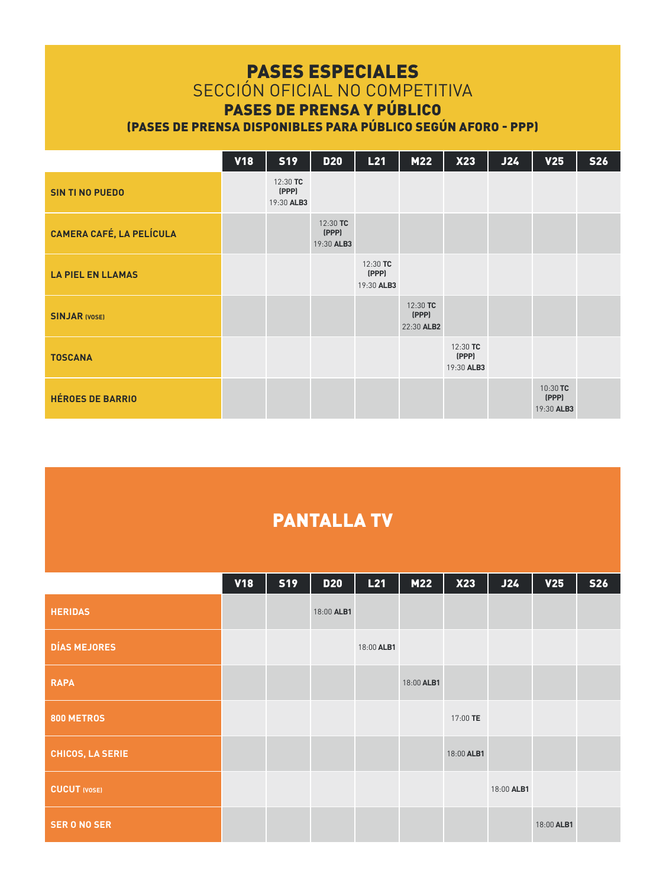# PASES ESPECIALES

## SECCIÓN OFICIAL NO COMPETITIVA

### PASES DE PRENSA Y PÚBLICO

#### (PASES DE PRENSA DISPONIBLES PARA PÚBLICO SEGÚN AFORO - PPP)

| | V18 | S19 | D20 | L21 | M22 | X23 | J24 | V25 | S26 |
|---|---|---|---|---|---|---|---|---|---|
| **SIN TI NO PUEDO** | | 12:30 **TC (PPP)** 19:30 **ALB3** | | | | | | | |
| **CAMERA CAFÉ, LA PELÍCULA** | | | 12:30 **TC (PPP)** 19:30 **ALB3** | | | | | | |
| **LA PIEL EN LLAMAS** | | | | 12:30 **TC (PPP)** 19:30 **ALB3** | | | | | |
| **SINJAR (VOSE)** | | | | | 12:30 **TC (PPP)** 22:30 **ALB2** | | | | |
| **TOSCANA** | | | | | | 12:30 **TC (PPP)** 19:30 **ALB3** | | | |
| **HÉROES DE BARRIO** | | | | | | | | 10:30 **TC (PPP)** 19:30 **ALB3** | |

# PANTALLA TV

| | V18 | S19 | D20 | L21 | M22 | X23 | J24 | V25 | S26 |
|---|---|---|---|---|---|---|---|---|---|
| **HERIDAS** | | | 18:00 **ALB1** | | | | | | |
| **DÍAS MEJORES** | | | | 18:00 **ALB1** | | | | | |
| **RAPA** | | | | | 18:00 **ALB1** | | | | |
| **800 METROS** | | | | | | 17:00 **TE** | | | |
| **CHICOS, LA SERIE** | | | | | | 18:00 **ALB1** | | | |
| **CUCUT (VOSE)** | | | | | | | 18:00 **ALB1** | | |
| **SER O NO SER** | | | | | | | | 18:00 **ALB1** | |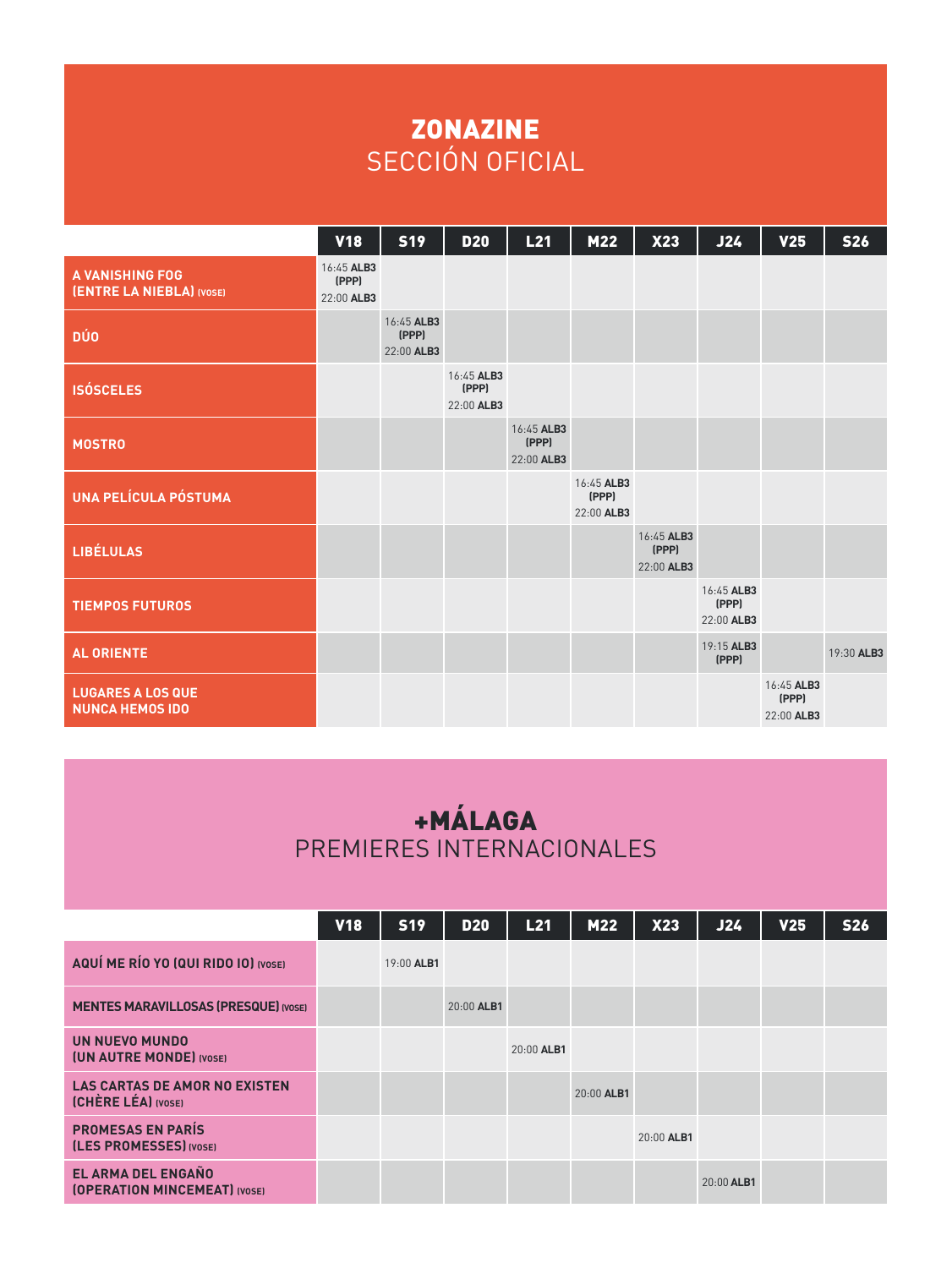# ZONAZINE
## SECCIÓN OFICIAL

| | V18 | S19 | D20 | L21 | M22 | X23 | J24 | V25 | S26 |
|---|---|---|---|---|---|---|---|---|---|
| **A VANISHING FOG (ENTRE LA NIEBLA)** (VOSE) | 16:45 **ALB3** **(PPP)** 22:00 **ALB3** | | | | | | | | |
| **DÚO** | | 16:45 **ALB3** **(PPP)** 22:00 **ALB3** | | | | | | | |
| **ISÓSCELES** | | | 16:45 **ALB3** **(PPP)** 22:00 **ALB3** | | | | | | |
| **MOSTRO** | | | | 16:45 **ALB3** **(PPP)** 22:00 **ALB3** | | | | | |
| **UNA PELÍCULA PÓSTUMA** | | | | | 16:45 **ALB3** **(PPP)** 22:00 **ALB3** | | | | |
| **LIBÉLULAS** | | | | | | 16:45 **ALB3** **(PPP)** 22:00 **ALB3** | | | |
| **TIEMPOS FUTUROS** | | | | | | | 16:45 **ALB3** **(PPP)** 22:00 **ALB3** | | |
| **AL ORIENTE** | | | | | | | 19:15 **ALB3** **(PPP)** | | 19:30 **ALB3** |
| **LUGARES A LOS QUE NUNCA HEMOS IDO** | | | | | | | | 16:45 **ALB3** **(PPP)** 22:00 **ALB3** | |

# +MÁLAGA
## PREMIERES INTERNACIONALES

| | V18 | S19 | D20 | L21 | M22 | X23 | J24 | V25 | S26 |
|---|---|---|---|---|---|---|---|---|---|
| **AQUÍ ME RÍO YO (QUI RIDO IO)** (VOSE) | | 19:00 **ALB1** | | | | | | | |
| **MENTES MARAVILLOSAS (PRESQUE)** (VOSE) | | | 20:00 **ALB1** | | | | | | |
| **UN NUEVO MUNDO (UN AUTRE MONDE)** (VOSE) | | | | 20:00 **ALB1** | | | | | |
| **LAS CARTAS DE AMOR NO EXISTEN (CHÈRE LÉA)** (VOSE) | | | | | 20:00 **ALB1** | | | | |
| **PROMESAS EN PARÍS (LES PROMESSES)** (VOSE) | | | | | | 20:00 **ALB1** | | | |
| **EL ARMA DEL ENGAÑO (OPERATION MINCEMEAT)** (VOSE) | | | | | | | 20:00 **ALB1** | | |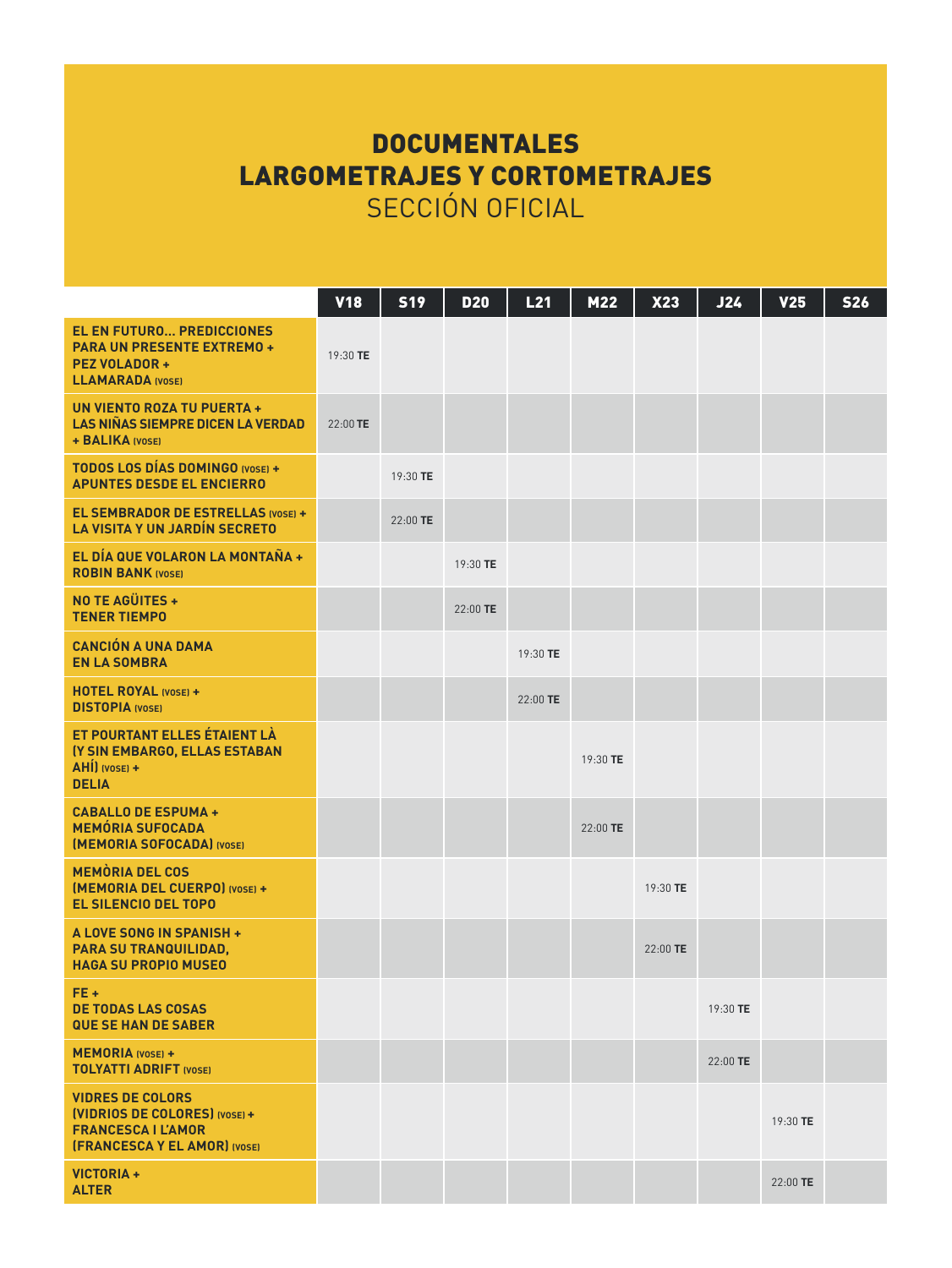# DOCUMENTALES
# LARGOMETRAJES Y CORTOMETRAJES
## SECCIÓN OFICIAL

| | V18 | S19 | D20 | L21 | M22 | X23 | J24 | V25 | S26 |
|---|---|---|---|---|---|---|---|---|---|
| **EL EN FUTURO… PREDICCIONES PARA UN PRESENTE EXTREMO + PEZ VOLADOR + LLAMARADA (VOSE)** | 19:30 **TE** | | | | | | | | |
| **UN VIENTO ROZA TU PUERTA + LAS NIÑAS SIEMPRE DICEN LA VERDAD + BALIKA (VOSE)** | 22:00 **TE** | | | | | | | | |
| **TODOS LOS DÍAS DOMINGO (VOSE) + APUNTES DESDE EL ENCIERRO** | | 19:30 **TE** | | | | | | | |
| **EL SEMBRADOR DE ESTRELLAS (VOSE) + LA VISITA Y UN JARDÍN SECRETO** | | 22:00 **TE** | | | | | | | |
| **EL DÍA QUE VOLARON LA MONTAÑA + ROBIN BANK (VOSE)** | | | 19:30 **TE** | | | | | | |
| **NO TE AGÜITES + TENER TIEMPO** | | | 22:00 **TE** | | | | | | |
| **CANCIÓN A UNA DAMA EN LA SOMBRA** | | | | 19:30 **TE** | | | | | |
| **HOTEL ROYAL (VOSE) + DISTOPIA (VOSE)** | | | | 22:00 **TE** | | | | | |
| **ET POURTANT ELLES ÉTAIENT LÀ (Y SIN EMBARGO, ELLAS ESTABAN AHÍ) (VOSE) + DELIA** | | | | | 19:30 **TE** | | | | |
| **CABALLO DE ESPUMA + MEMÓRIA SUFOCADA (MEMORIA SOFOCADA) (VOSE)** | | | | | 22:00 **TE** | | | | |
| **MEMÒRIA DEL COS (MEMORIA DEL CUERPO) (VOSE) + EL SILENCIO DEL TOPO** | | | | | | 19:30 **TE** | | | |
| **A LOVE SONG IN SPANISH + PARA SU TRANQUILIDAD, HAGA SU PROPIO MUSEO** | | | | | | 22:00 **TE** | | | |
| **FE + DE TODAS LAS COSAS QUE SE HAN DE SABER** | | | | | | | 19:30 **TE** | | |
| **MEMORIA (VOSE) + TOLYATTI ADRIFT (VOSE)** | | | | | | | 22:00 **TE** | | |
| **VIDRES DE COLORS (VIDRIOS DE COLORES) (VOSE) + FRANCESCA I L'AMOR (FRANCESCA Y EL AMOR) (VOSE)** | | | | | | | | 19:30 **TE** | |
| **VICTORIA + ALTER** | | | | | | | | 22:00 **TE** | |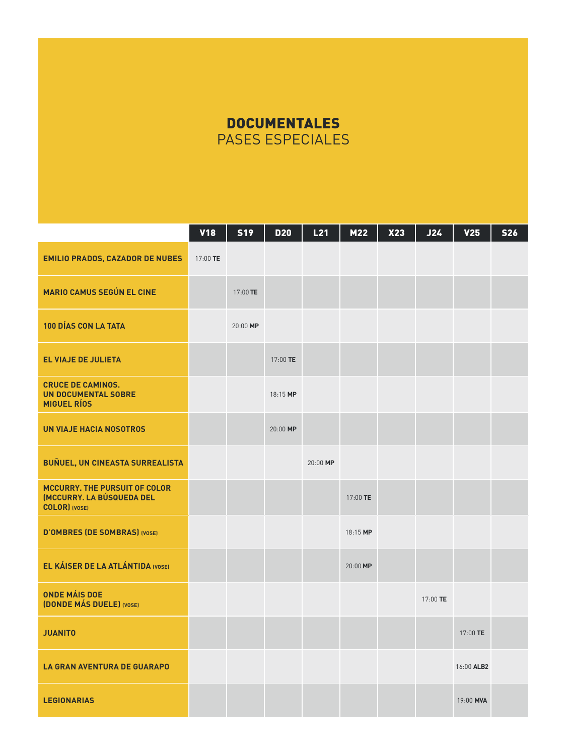# DOCUMENTALES
## PASES ESPECIALES

| | V18 | S19 | D20 | L21 | M22 | X23 | J24 | V25 | S26 |
|---|---|---|---|---|---|---|---|---|---|
| **EMILIO PRADOS, CAZADOR DE NUBES** | 17:00 **TE** | | | | | | | | |
| **MARIO CAMUS SEGÚN EL CINE** | | 17:00 **TE** | | | | | | | |
| **100 DÍAS CON LA TATA** | | 20:00 **MP** | | | | | | | |
| **EL VIAJE DE JULIETA** | | | 17:00 **TE** | | | | | | |
| **CRUCE DE CAMINOS. UN DOCUMENTAL SOBRE MIGUEL RÍOS** | | | 18:15 **MP** | | | | | | |
| **UN VIAJE HACIA NOSOTROS** | | | 20:00 **MP** | | | | | | |
| **BUÑUEL, UN CINEASTA SURREALISTA** | | | | 20:00 **MP** | | | | | |
| **MCCURRY. THE PURSUIT OF COLOR (MCCURRY. LA BÚSQUEDA DEL COLOR) (VOSE)** | | | | | 17:00 **TE** | | | | |
| **D'OMBRES (DE SOMBRAS) (VOSE)** | | | | | 18:15 **MP** | | | | |
| **EL KÁISER DE LA ATLÁNTIDA (VOSE)** | | | | | 20:00 **MP** | | | | |
| **ONDE MÁIS DOE (DONDE MÁS DUELE) (VOSE)** | | | | | | | 17:00 **TE** | | |
| **JUANITO** | | | | | | | | 17:00 **TE** | |
| **LA GRAN AVENTURA DE GUARAPO** | | | | | | | | 16:00 **ALB2** | |
| **LEGIONARIAS** | | | | | | | | 19:00 **MVA** | |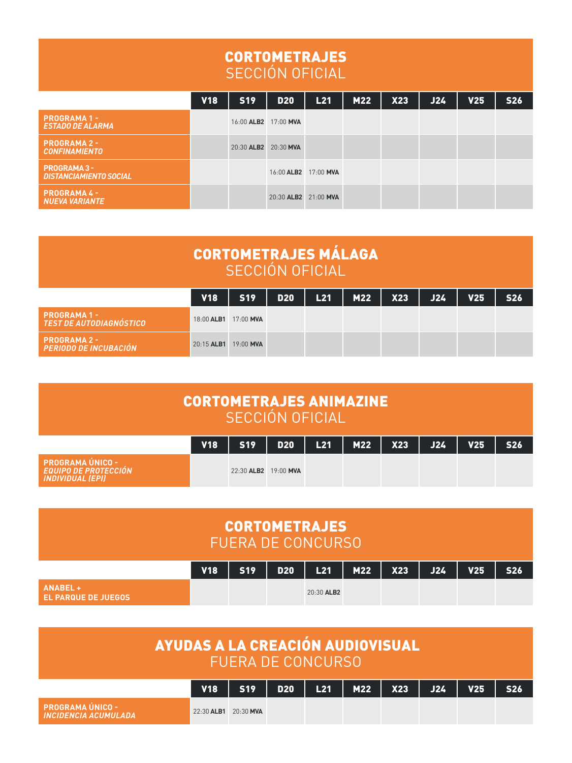## CORTOMETRAJES
### SECCIÓN OFICIAL

| | V18 | S19 | D20 | L21 | M22 | X23 | J24 | V25 | S26 |
|---|---|---|---|---|---|---|---|---|---|
| **PROGRAMA 1 -** ***ESTADO DE ALARMA*** | | 16:00 **ALB2** | 17:00 **MVA** | | | | | | |
| **PROGRAMA 2 -** ***CONFINAMIENTO*** | | 20:30 **ALB2** | 20:30 **MVA** | | | | | | |
| **PROGRAMA 3 -** ***DISTANCIAMIENTO SOCIAL*** | | | 16:00 **ALB2** | 17:00 **MVA** | | | | | |
| **PROGRAMA 4 -** ***NUEVA VARIANTE*** | | | 20:30 **ALB2** | 21:00 **MVA** | | | | | |

## CORTOMETRAJES MÁLAGA
### SECCIÓN OFICIAL

| | V18 | S19 | D20 | L21 | M22 | X23 | J24 | V25 | S26 |
|---|---|---|---|---|---|---|---|---|---|
| **PROGRAMA 1 -** ***TEST DE AUTODIAGNÓSTICO*** | 18:00 **ALB1** | 17:00 **MVA** | | | | | | | |
| **PROGRAMA 2 -** ***PERIODO DE INCUBACIÓN*** | 20:15 **ALB1** | 19:00 **MVA** | | | | | | | |

## CORTOMETRAJES ANIMAZINE
### SECCIÓN OFICIAL

| | V18 | S19 | D20 | L21 | M22 | X23 | J24 | V25 | S26 |
|---|---|---|---|---|---|---|---|---|---|
| **PROGRAMA ÚNICO -** ***EQUIPO DE PROTECCIÓN INDIVIDUAL (EPI)*** | | 22:30 **ALB2** | 19:00 **MVA** | | | | | | |

## CORTOMETRAJES
### FUERA DE CONCURSO

| | V18 | S19 | D20 | L21 | M22 | X23 | J24 | V25 | S26 |
|---|---|---|---|---|---|---|---|---|---|
| **ANABEL + EL PARQUE DE JUEGOS** | | | | 20:30 **ALB2** | | | | | |

## AYUDAS A LA CREACIÓN AUDIOVISUAL
### FUERA DE CONCURSO

| | V18 | S19 | D20 | L21 | M22 | X23 | J24 | V25 | S26 |
|---|---|---|---|---|---|---|---|---|---|
| **PROGRAMA ÚNICO -** ***INCIDENCIA ACUMULADA*** | 22:30 **ALB1** | 20:30 **MVA** | | | | | | | |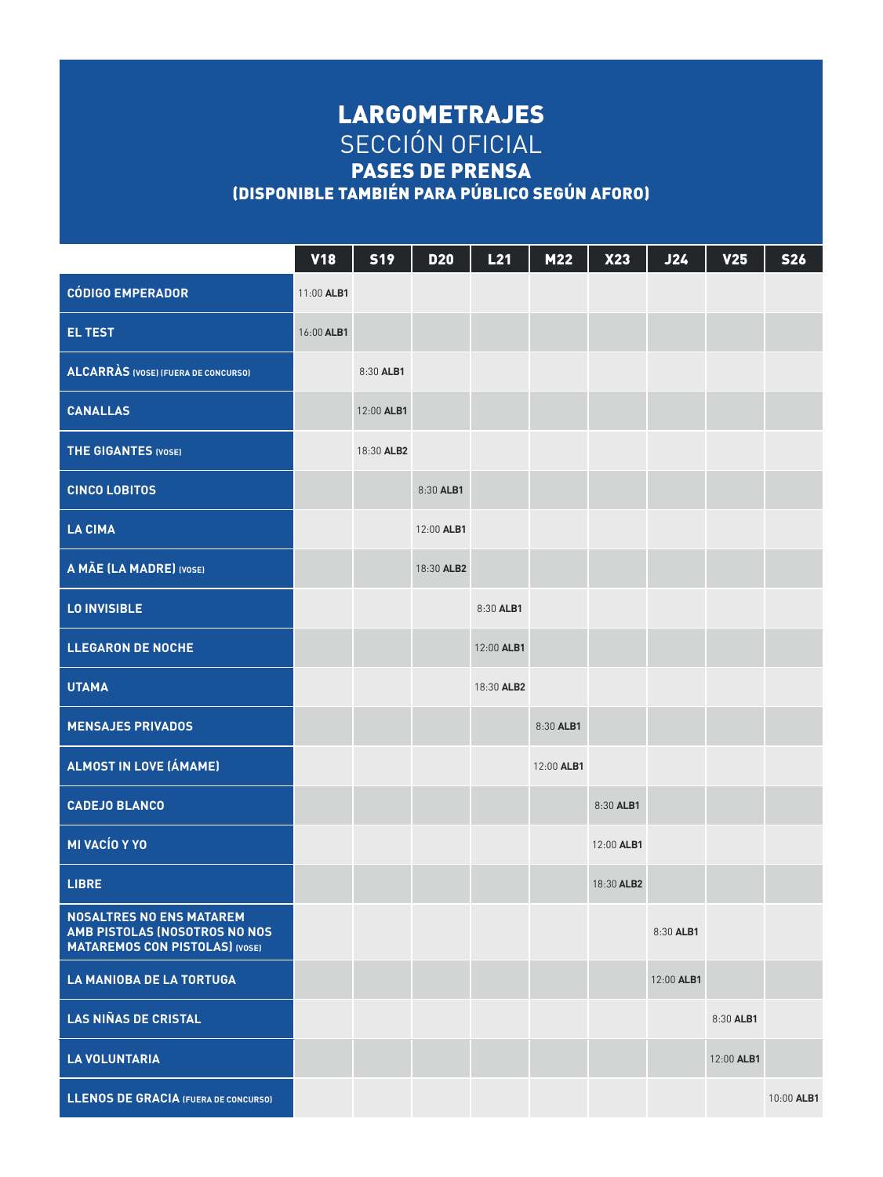# LARGOMETRAJES

## SECCIÓN OFICIAL

### PASES DE PRENSA

### (DISPONIBLE TAMBIÉN PARA PÚBLICO SEGÚN AFORO)

| | V18 | S19 | D20 | L21 | M22 | X23 | J24 | V25 | S26 |
|---|---|---|---|---|---|---|---|---|---|
| **CÓDIGO EMPERADOR** | 11:00 **ALB1** | | | | | | | | |
| **EL TEST** | 16:00 **ALB1** | | | | | | | | |
| **ALCARRÀS** (VOSE) (FUERA DE CONCURSO) | | 8:30 **ALB1** | | | | | | | |
| **CANALLAS** | | 12:00 **ALB1** | | | | | | | |
| **THE GIGANTES** (VOSE) | | 18:30 **ALB2** | | | | | | | |
| **CINCO LOBITOS** | | | 8:30 **ALB1** | | | | | | |
| **LA CIMA** | | | 12:00 **ALB1** | | | | | | |
| **A MÃE (LA MADRE)** (VOSE) | | | 18:30 **ALB2** | | | | | | |
| **LO INVISIBLE** | | | | 8:30 **ALB1** | | | | | |
| **LLEGARON DE NOCHE** | | | | 12:00 **ALB1** | | | | | |
| **UTAMA** | | | | 18:30 **ALB2** | | | | | |
| **MENSAJES PRIVADOS** | | | | | 8:30 **ALB1** | | | | |
| **ALMOST IN LOVE (ÁMAME)** | | | | | 12:00 **ALB1** | | | | |
| **CADEJO BLANCO** | | | | | | 8:30 **ALB1** | | | |
| **MI VACÍO Y YO** | | | | | | 12:00 **ALB1** | | | |
| **LIBRE** | | | | | | 18:30 **ALB2** | | | |
| **NOSALTRES NO ENS MATAREM AMB PISTOLAS (NOSOTROS NO NOS MATAREMOS CON PISTOLAS)** (VOSE) | | | | | | | 8:30 **ALB1** | | |
| **LA MANIOBA DE LA TORTUGA** | | | | | | | 12:00 **ALB1** | | |
| **LAS NIÑAS DE CRISTAL** | | | | | | | | 8:30 **ALB1** | |
| **LA VOLUNTARIA** | | | | | | | | 12:00 **ALB1** | |
| **LLENOS DE GRACIA** (FUERA DE CONCURSO) | | | | | | | | | 10:00 **ALB1** |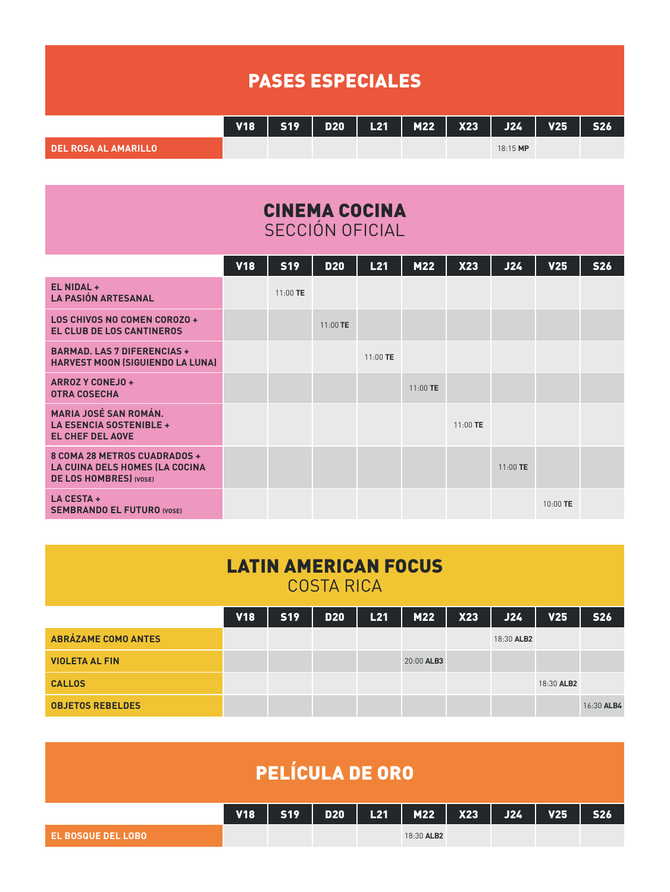# PASES ESPECIALES

| | V18 | S19 | D20 | L21 | M22 | X23 | J24 | V25 | S26 |
|---|---|---|---|---|---|---|---|---|---|
| **DEL ROSA AL AMARILLO** | | | | | | | 18:15 **MP** | | |

# CINEMA COCINA
## SECCIÓN OFICIAL

| | V18 | S19 | D20 | L21 | M22 | X23 | J24 | V25 | S26 |
|---|---|---|---|---|---|---|---|---|---|
| **EL NIDAL + LA PASIÓN ARTESANAL** | | 11:00 **TE** | | | | | | | |
| **LOS CHIVOS NO COMEN COROZO + EL CLUB DE LOS CANTINEROS** | | | 11:00 **TE** | | | | | | |
| **BARMAD. LAS 7 DIFERENCIAS + HARVEST MOON (SIGUIENDO LA LUNA)** | | | | 11:00 **TE** | | | | | |
| **ARROZ Y CONEJO + OTRA COSECHA** | | | | | 11:00 **TE** | | | | |
| **MARIA JOSÉ SAN ROMÁN. LA ESENCIA SOSTENIBLE + EL CHEF DEL AOVE** | | | | | | 11:00 **TE** | | | |
| **8 COMA 28 METROS CUADRADOS + LA CUINA DELS HOMES (LA COCINA DE LOS HOMBRES) (VOSE)** | | | | | | | 11:00 **TE** | | |
| **LA CESTA + SEMBRANDO EL FUTURO (VOSE)** | | | | | | | | 10:00 **TE** | |

# LATIN AMERICAN FOCUS
## COSTA RICA

| | V18 | S19 | D20 | L21 | M22 | X23 | J24 | V25 | S26 |
|---|---|---|---|---|---|---|---|---|---|
| **ABRÁZAME COMO ANTES** | | | | | | | 18:30 **ALB2** | | |
| **VIOLETA AL FIN** | | | | | 20:00 **ALB3** | | | | |
| **CALLOS** | | | | | | | | 18:30 **ALB2** | |
| **OBJETOS REBELDES** | | | | | | | | | 16:30 **ALB4** |

# PELÍCULA DE ORO

| | V18 | S19 | D20 | L21 | M22 | X23 | J24 | V25 | S26 |
|---|---|---|---|---|---|---|---|---|---|
| **EL BOSQUE DEL LOBO** | | | | | 18:30 **ALB2** | | | | |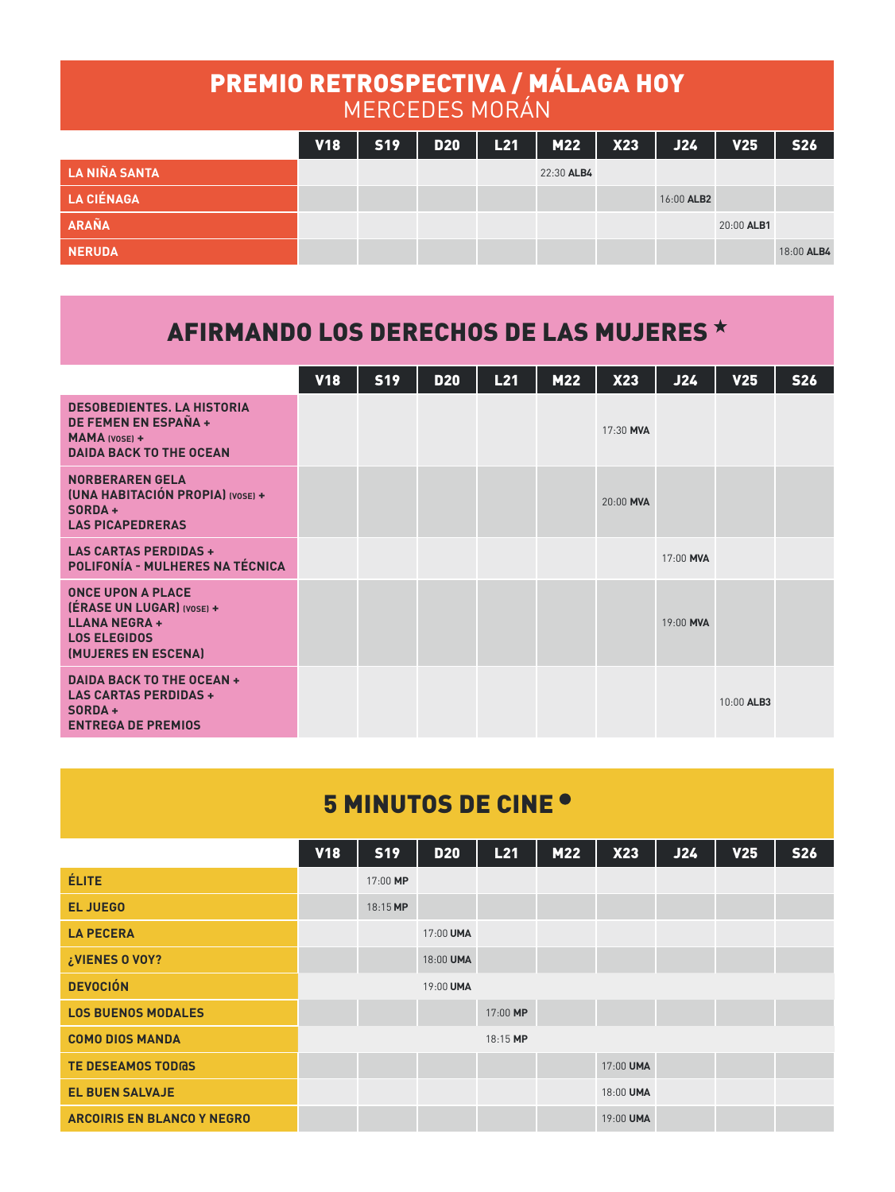## PREMIO RETROSPECTIVA / MÁLAGA HOY
### MERCEDES MORÁN

| | V18 | S19 | D20 | L21 | M22 | X23 | J24 | V25 | S26 |
|---|---|---|---|---|---|---|---|---|---|
| **LA NIÑA SANTA** | | | | | 22:30 **ALB4** | | | | |
| **LA CIÉNAGA** | | | | | | | 16:00 **ALB2** | | |
| **ARAÑA** | | | | | | | | 20:00 **ALB1** | |
| **NERUDA** | | | | | | | | | 18:00 **ALB4** |

## AFIRMANDO LOS DERECHOS DE LAS MUJERES ★

| | V18 | S19 | D20 | L21 | M22 | X23 | J24 | V25 | S26 |
|---|---|---|---|---|---|---|---|---|---|
| **DESOBEDIENTES. LA HISTORIA DE FEMEN EN ESPAÑA + MAMA (VOSE) + DAIDA BACK TO THE OCEAN** | | | | | | 17:30 **MVA** | | | |
| **NORBERAREN GELA (UNA HABITACIÓN PROPIA) (VOSE) + SORDA + LAS PICAPEDRERAS** | | | | | | 20:00 **MVA** | | | |
| **LAS CARTAS PERDIDAS + POLIFONÍA - MULHERES NA TÉCNICA** | | | | | | | 17:00 **MVA** | | |
| **ONCE UPON A PLACE (ÉRASE UN LUGAR) (VOSE) + LLANA NEGRA + LOS ELEGIDOS (MUJERES EN ESCENA)** | | | | | | | 19:00 **MVA** | | |
| **DAIDA BACK TO THE OCEAN + LAS CARTAS PERDIDAS + SORDA + ENTREGA DE PREMIOS** | | | | | | | | 10:00 **ALB3** | |

## 5 MINUTOS DE CINE ●

| | V18 | S19 | D20 | L21 | M22 | X23 | J24 | V25 | S26 |
|---|---|---|---|---|---|---|---|---|---|
| **ÉLITE** | | 17:00 **MP** | | | | | | | |
| **EL JUEGO** | | 18:15 **MP** | | | | | | | |
| **LA PECERA** | | | 17:00 **UMA** | | | | | | |
| **¿VIENES O VOY?** | | | 18:00 **UMA** | | | | | | |
| **DEVOCIÓN** | | | 19:00 **UMA** | | | | | | |
| **LOS BUENOS MODALES** | | | | 17:00 **MP** | | | | | |
| **COMO DIOS MANDA** | | | | 18:15 **MP** | | | | | |
| **TE DESEAMOS TOD@S** | | | | | | 17:00 **UMA** | | | |
| **EL BUEN SALVAJE** | | | | | | 18:00 **UMA** | | | |
| **ARCOIRIS EN BLANCO Y NEGRO** | | | | | | 19:00 **UMA** | | | |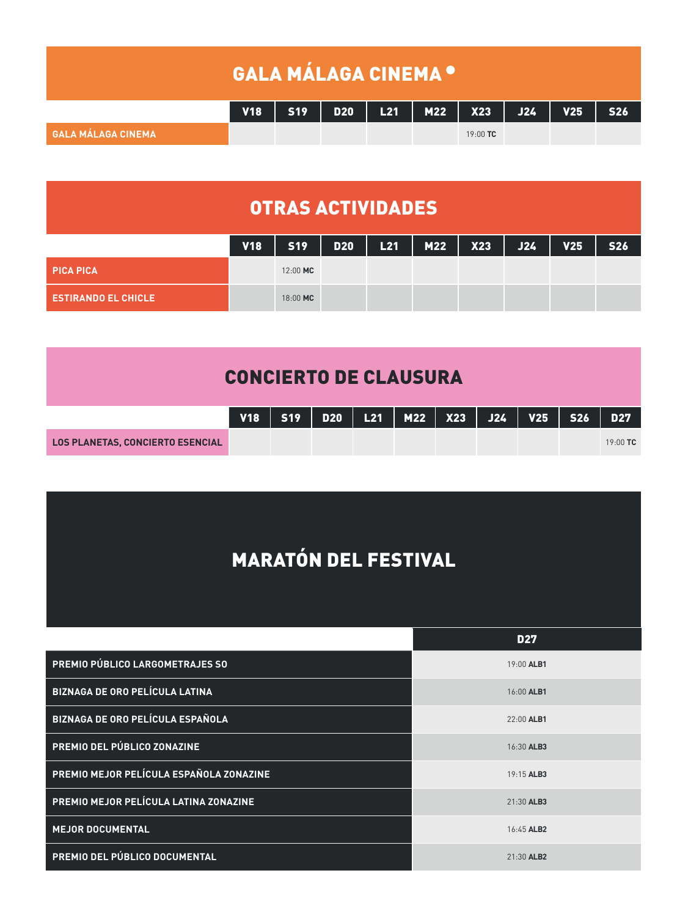# GALA MÁLAGA CINEMA •

| | V18 | S19 | D20 | L21 | M22 | X23 | J24 | V25 | S26 |
|---|---|---|---|---|---|---|---|---|---|
| GALA MÁLAGA CINEMA | | | | | | 19:00 **TC** | | | |

# OTRAS ACTIVIDADES

| | V18 | S19 | D20 | L21 | M22 | X23 | J24 | V25 | S26 |
|---|---|---|---|---|---|---|---|---|---|
| PICA PICA | | 12:00 **MC** | | | | | | | |
| ESTIRANDO EL CHICLE | | 18:00 **MC** | | | | | | | |

# CONCIERTO DE CLAUSURA

| | V18 | S19 | D20 | L21 | M22 | X23 | J24 | V25 | S26 | D27 |
|---|---|---|---|---|---|---|---|---|---|---|
| LOS PLANETAS, CONCIERTO ESENCIAL | | | | | | | | | | 19:00 **TC** |

# MARATÓN DEL FESTIVAL

| | D27 |
|---|---|
| PREMIO PÚBLICO LARGOMETRAJES SO | 19:00 **ALB1** |
| BIZNAGA DE ORO PELÍCULA LATINA | 16:00 **ALB1** |
| BIZNAGA DE ORO PELÍCULA ESPAÑOLA | 22:00 **ALB1** |
| PREMIO DEL PÚBLICO ZONAZINE | 16:30 **ALB3** |
| PREMIO MEJOR PELÍCULA ESPAÑOLA ZONAZINE | 19:15 **ALB3** |
| PREMIO MEJOR PELÍCULA LATINA ZONAZINE | 21:30 **ALB3** |
| MEJOR DOCUMENTAL | 16:45 **ALB2** |
| PREMIO DEL PÚBLICO DOCUMENTAL | 21:30 **ALB2** |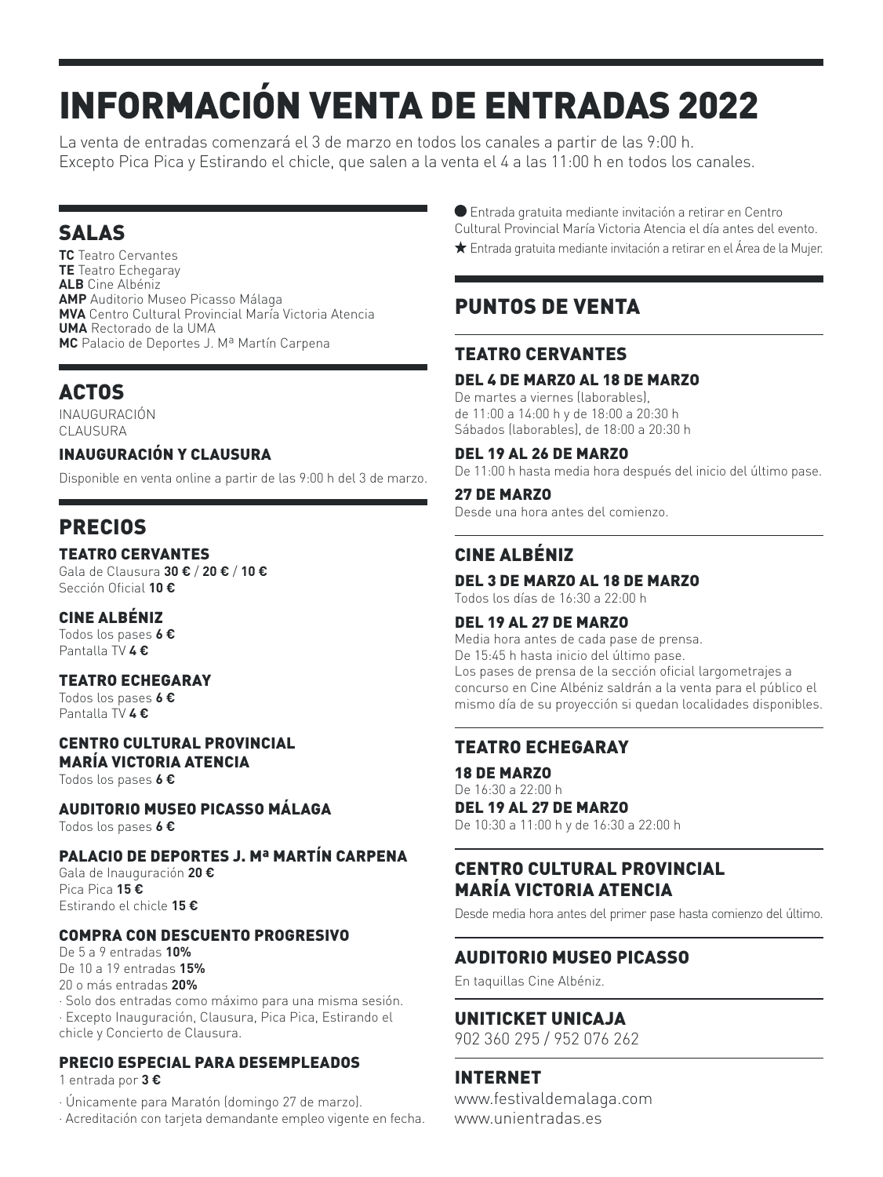# INFORMACIÓN VENTA DE ENTRADAS 2022

La venta de entradas comenzará el 3 de marzo en todos los canales a partir de las 9:00 h.
Excepto Pica Pica y Estirando el chicle, que salen a la venta el 4 a las 11:00 h en todos los canales.

## SALAS

**TC** Teatro Cervantes
**TE** Teatro Echegaray
**ALB** Cine Albéniz
**AMP** Auditorio Museo Picasso Málaga
**MVA** Centro Cultural Provincial María Victoria Atencia
**UMA** Rectorado de la UMA
**MC** Palacio de Deportes J. Mª Martín Carpena

## ACTOS

INAUGURACIÓN
CLAUSURA

### INAUGURACIÓN Y CLAUSURA

Disponible en venta online a partir de las 9:00 h del 3 de marzo.

## PRECIOS

### TEATRO CERVANTES

Gala de Clausura **30 €** / **20 €** / **10 €**
Sección Oficial **10 €**

### CINE ALBÉNIZ

Todos los pases **6 €**
Pantalla TV **4 €**

### TEATRO ECHEGARAY

Todos los pases **6 €**
Pantalla TV **4 €**

### CENTRO CULTURAL PROVINCIAL MARÍA VICTORIA ATENCIA

Todos los pases **6 €**

### AUDITORIO MUSEO PICASSO MÁLAGA

Todos los pases **6 €**

### PALACIO DE DEPORTES J. Mª MARTÍN CARPENA

Gala de Inauguración **20 €**
Pica Pica **15 €**
Estirando el chicle **15 €**

### COMPRA CON DESCUENTO PROGRESIVO

De 5 a 9 entradas **10%**
De 10 a 19 entradas **15%**
20 o más entradas **20%**
· Solo dos entradas como máximo para una misma sesión.
· Excepto Inauguración, Clausura, Pica Pica, Estirando el chicle y Concierto de Clausura.

### PRECIO ESPECIAL PARA DESEMPLEADOS

1 entrada por **3 €**

· Únicamente para Maratón (domingo 27 de marzo).
· Acreditación con tarjeta demandante empleo vigente en fecha.

● Entrada gratuita mediante invitación a retirar en Centro Cultural Provincial María Victoria Atencia el día antes del evento.
★ Entrada gratuita mediante invitación a retirar en el Área de la Mujer.

## PUNTOS DE VENTA

### TEATRO CERVANTES

#### DEL 4 DE MARZO AL 18 DE MARZO

De martes a viernes (laborables),
de 11:00 a 14:00 h y de 18:00 a 20:30 h
Sábados (laborables), de 18:00 a 20:30 h

#### DEL 19 AL 26 DE MARZO

De 11:00 h hasta media hora después del inicio del último pase.

#### 27 DE MARZO

Desde una hora antes del comienzo.

### CINE ALBÉNIZ

#### DEL 3 DE MARZO AL 18 DE MARZO

Todos los días de 16:30 a 22:00 h

#### DEL 19 AL 27 DE MARZO

Media hora antes de cada pase de prensa.
De 15:45 h hasta inicio del último pase.
Los pases de prensa de la sección oficial largometrajes a concurso en Cine Albéniz saldrán a la venta para el público el mismo día de su proyección si quedan localidades disponibles.

### TEATRO ECHEGARAY

#### 18 DE MARZO

De 16:30 a 22:00 h

#### DEL 19 AL 27 DE MARZO

De 10:30 a 11:00 h y de 16:30 a 22:00 h

### CENTRO CULTURAL PROVINCIAL MARÍA VICTORIA ATENCIA

Desde media hora antes del primer pase hasta comienzo del último.

### AUDITORIO MUSEO PICASSO

En taquillas Cine Albéniz.

### UNITICKET UNICAJA

902 360 295 / 952 076 262

### INTERNET

www.festivaldemalaga.com
www.unientradas.es